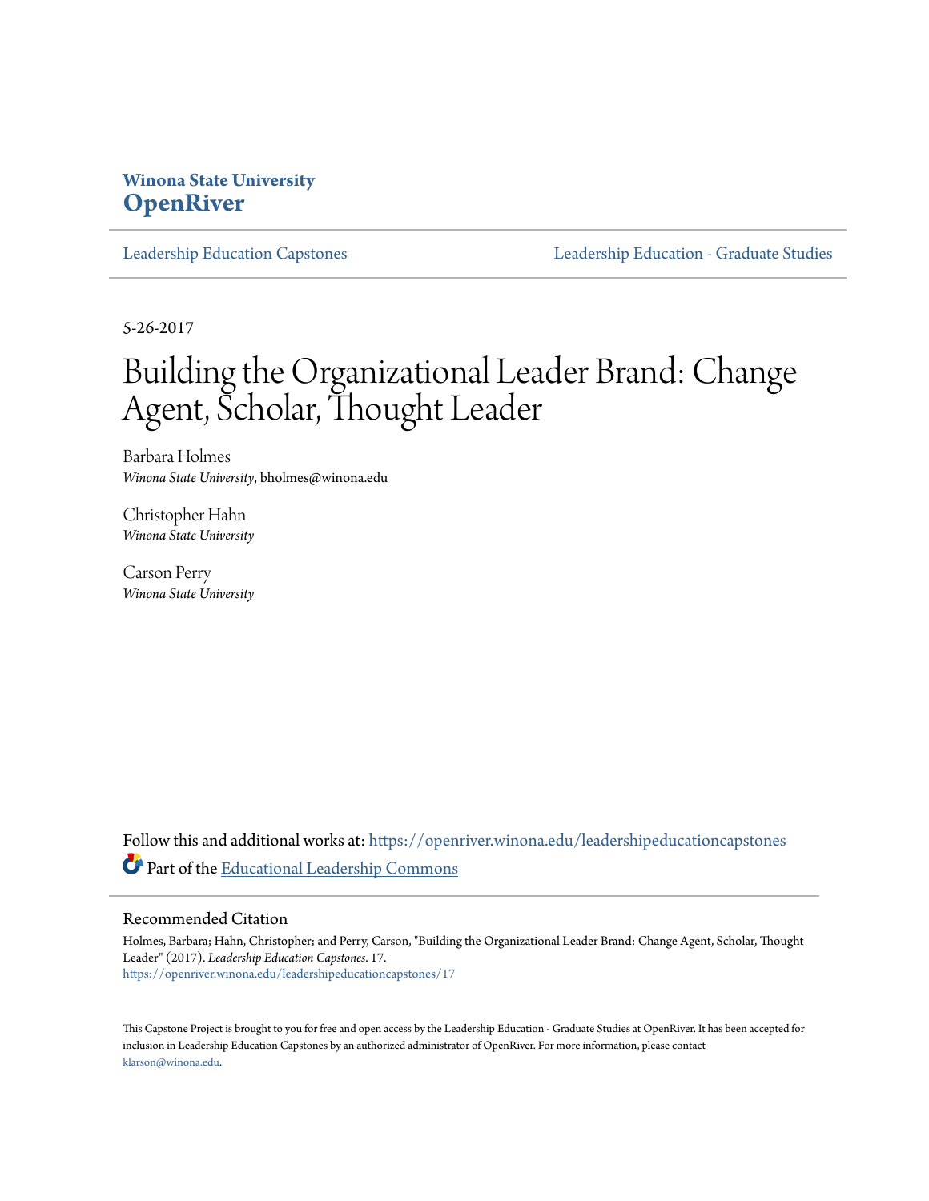Winona State University
**OpenRiver**

Leadership Education Capstones — Leadership Education - Graduate Studies

5-26-2017

# Building the Organizational Leader Brand: Change Agent, Scholar, Thought Leader

Barbara Holmes
*Winona State University*, bholmes@winona.edu

Christopher Hahn
*Winona State University*

Carson Perry
*Winona State University*

Follow this and additional works at: https://openriver.winona.edu/leadershipeducationcapstones

Part of the Educational Leadership Commons

## Recommended Citation

Holmes, Barbara; Hahn, Christopher; and Perry, Carson, "Building the Organizational Leader Brand: Change Agent, Scholar, Thought Leader" (2017). *Leadership Education Capstones*. 17.
https://openriver.winona.edu/leadershipeducationcapstones/17

This Capstone Project is brought to you for free and open access by the Leadership Education - Graduate Studies at OpenRiver. It has been accepted for inclusion in Leadership Education Capstones by an authorized administrator of OpenRiver. For more information, please contact klarson@winona.edu.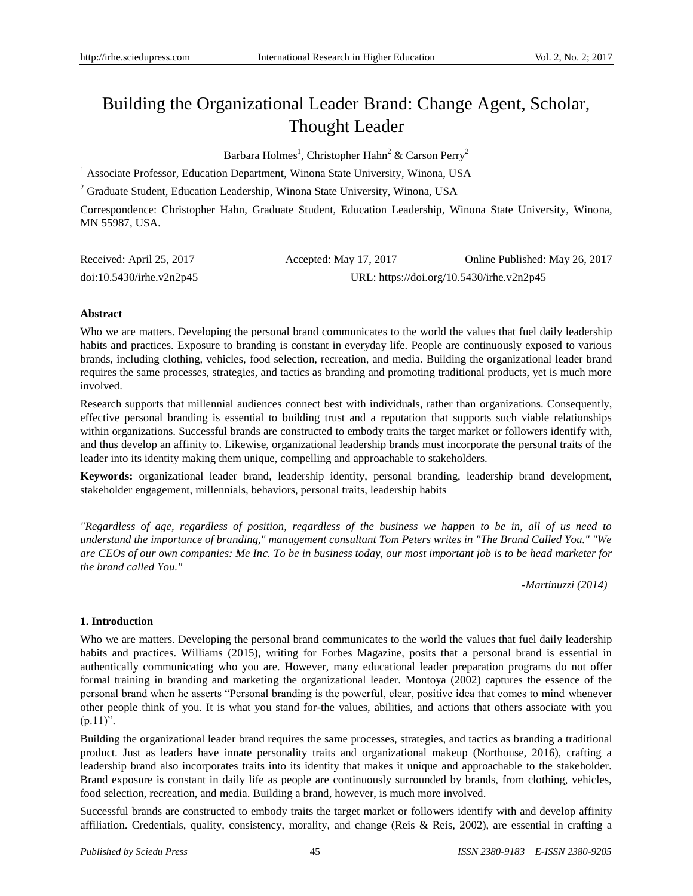# Building the Organizational Leader Brand: Change Agent, Scholar, Thought Leader

Barbara Holmes[1], Christopher Hahn[2] & Carson Perry[2]

[1] Associate Professor, Education Department, Winona State University, Winona, USA

[2] Graduate Student, Education Leadership, Winona State University, Winona, USA

Correspondence: Christopher Hahn, Graduate Student, Education Leadership, Winona State University, Winona, MN 55987, USA.

Received: April 25, 2017 Accepted: May 17, 2017 Online Published: May 26, 2017

doi:10.5430/irhe.v2n2p45 URL: https://doi.org/10.5430/irhe.v2n2p45

**Abstract**

Who we are matters. Developing the personal brand communicates to the world the values that fuel daily leadership habits and practices. Exposure to branding is constant in everyday life. People are continuously exposed to various brands, including clothing, vehicles, food selection, recreation, and media. Building the organizational leader brand requires the same processes, strategies, and tactics as branding and promoting traditional products, yet is much more involved.

Research supports that millennial audiences connect best with individuals, rather than organizations. Consequently, effective personal branding is essential to building trust and a reputation that supports such viable relationships within organizations. Successful brands are constructed to embody traits the target market or followers identify with, and thus develop an affinity to. Likewise, organizational leadership brands must incorporate the personal traits of the leader into its identity making them unique, compelling and approachable to stakeholders.

**Keywords:** organizational leader brand, leadership identity, personal branding, leadership brand development, stakeholder engagement, millennials, behaviors, personal traits, leadership habits

*"Regardless of age, regardless of position, regardless of the business we happen to be in, all of us need to understand the importance of branding," management consultant Tom Peters writes in "The Brand Called You." "We are CEOs of our own companies: Me Inc. To be in business today, our most important job is to be head marketer for the brand called You."*

*-Martinuzzi (2014)*

## 1. Introduction

Who we are matters. Developing the personal brand communicates to the world the values that fuel daily leadership habits and practices. Williams (2015), writing for Forbes Magazine, posits that a personal brand is essential in authentically communicating who you are. However, many educational leader preparation programs do not offer formal training in branding and marketing the organizational leader. Montoya (2002) captures the essence of the personal brand when he asserts "Personal branding is the powerful, clear, positive idea that comes to mind whenever other people think of you. It is what you stand for-the values, abilities, and actions that others associate with you (p.11)".

Building the organizational leader brand requires the same processes, strategies, and tactics as branding a traditional product. Just as leaders have innate personality traits and organizational makeup (Northouse, 2016), crafting a leadership brand also incorporates traits into its identity that makes it unique and approachable to the stakeholder. Brand exposure is constant in daily life as people are continuously surrounded by brands, from clothing, vehicles, food selection, recreation, and media. Building a brand, however, is much more involved.

Successful brands are constructed to embody traits the target market or followers identify with and develop affinity affiliation. Credentials, quality, consistency, morality, and change (Reis & Reis, 2002), are essential in crafting a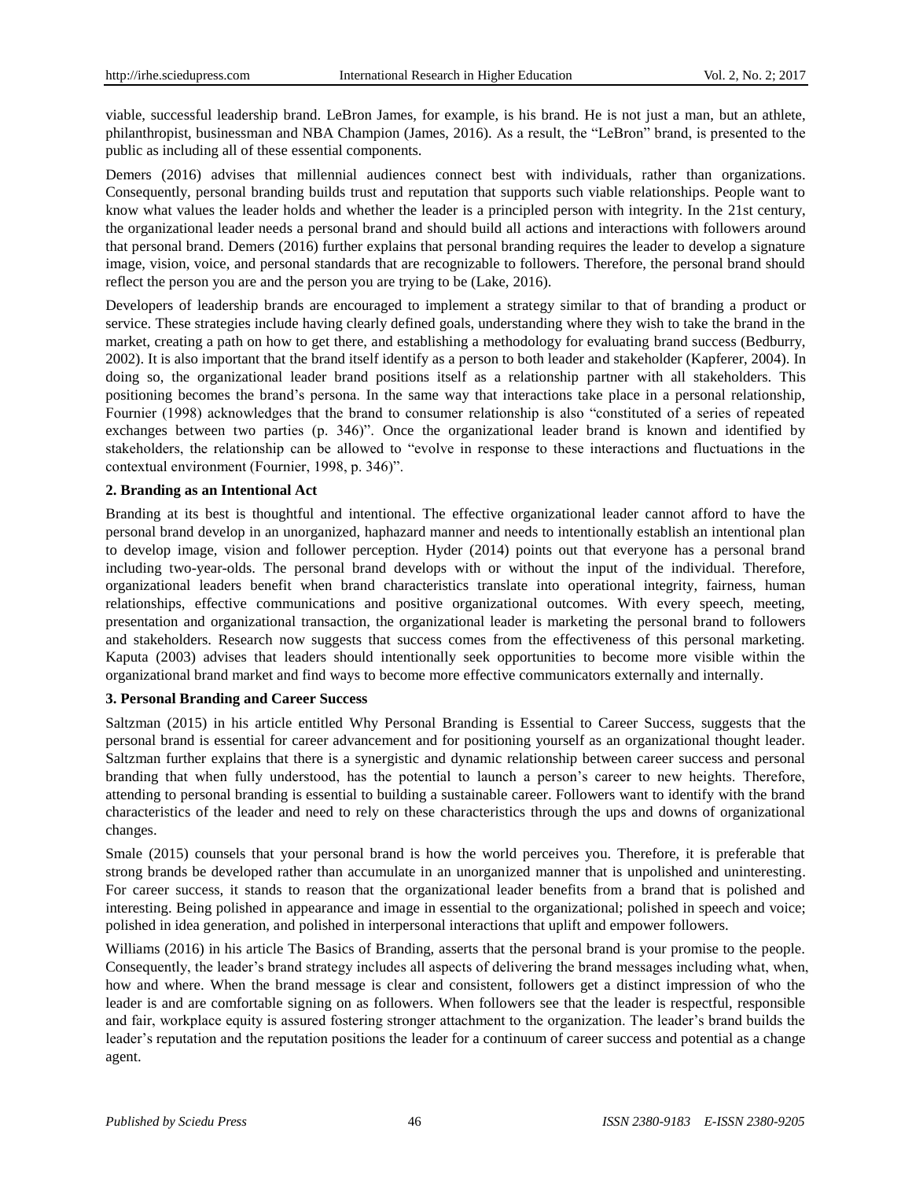viable, successful leadership brand. LeBron James, for example, is his brand. He is not just a man, but an athlete, philanthropist, businessman and NBA Champion (James, 2016). As a result, the "LeBron" brand, is presented to the public as including all of these essential components.

Demers (2016) advises that millennial audiences connect best with individuals, rather than organizations. Consequently, personal branding builds trust and reputation that supports such viable relationships. People want to know what values the leader holds and whether the leader is a principled person with integrity. In the 21st century, the organizational leader needs a personal brand and should build all actions and interactions with followers around that personal brand. Demers (2016) further explains that personal branding requires the leader to develop a signature image, vision, voice, and personal standards that are recognizable to followers. Therefore, the personal brand should reflect the person you are and the person you are trying to be (Lake, 2016).

Developers of leadership brands are encouraged to implement a strategy similar to that of branding a product or service. These strategies include having clearly defined goals, understanding where they wish to take the brand in the market, creating a path on how to get there, and establishing a methodology for evaluating brand success (Bedburry, 2002). It is also important that the brand itself identify as a person to both leader and stakeholder (Kapferer, 2004). In doing so, the organizational leader brand positions itself as a relationship partner with all stakeholders. This positioning becomes the brand's persona. In the same way that interactions take place in a personal relationship, Fournier (1998) acknowledges that the brand to consumer relationship is also "constituted of a series of repeated exchanges between two parties (p. 346)". Once the organizational leader brand is known and identified by stakeholders, the relationship can be allowed to "evolve in response to these interactions and fluctuations in the contextual environment (Fournier, 1998, p. 346)".

## 2. Branding as an Intentional Act

Branding at its best is thoughtful and intentional. The effective organizational leader cannot afford to have the personal brand develop in an unorganized, haphazard manner and needs to intentionally establish an intentional plan to develop image, vision and follower perception. Hyder (2014) points out that everyone has a personal brand including two-year-olds. The personal brand develops with or without the input of the individual. Therefore, organizational leaders benefit when brand characteristics translate into operational integrity, fairness, human relationships, effective communications and positive organizational outcomes. With every speech, meeting, presentation and organizational transaction, the organizational leader is marketing the personal brand to followers and stakeholders. Research now suggests that success comes from the effectiveness of this personal marketing. Kaputa (2003) advises that leaders should intentionally seek opportunities to become more visible within the organizational brand market and find ways to become more effective communicators externally and internally.

## 3. Personal Branding and Career Success

Saltzman (2015) in his article entitled Why Personal Branding is Essential to Career Success, suggests that the personal brand is essential for career advancement and for positioning yourself as an organizational thought leader. Saltzman further explains that there is a synergistic and dynamic relationship between career success and personal branding that when fully understood, has the potential to launch a person's career to new heights. Therefore, attending to personal branding is essential to building a sustainable career. Followers want to identify with the brand characteristics of the leader and need to rely on these characteristics through the ups and downs of organizational changes.

Smale (2015) counsels that your personal brand is how the world perceives you. Therefore, it is preferable that strong brands be developed rather than accumulate in an unorganized manner that is unpolished and uninteresting. For career success, it stands to reason that the organizational leader benefits from a brand that is polished and interesting. Being polished in appearance and image in essential to the organization; polished in speech and voice; polished in idea generation, and polished in interpersonal interactions that uplift and empower followers.

Williams (2016) in his article The Basics of Branding, asserts that the personal brand is your promise to the people. Consequently, the leader's brand strategy includes all aspects of delivering the brand messages including what, when, how and where. When the brand message is clear and consistent, followers get a distinct impression of who the leader is and are comfortable signing on as followers. When followers see that the leader is respectful, responsible and fair, workplace equity is assured fostering stronger attachment to the organization. The leader's brand builds the leader's reputation and the reputation positions the leader for a continuum of career success and potential as a change agent.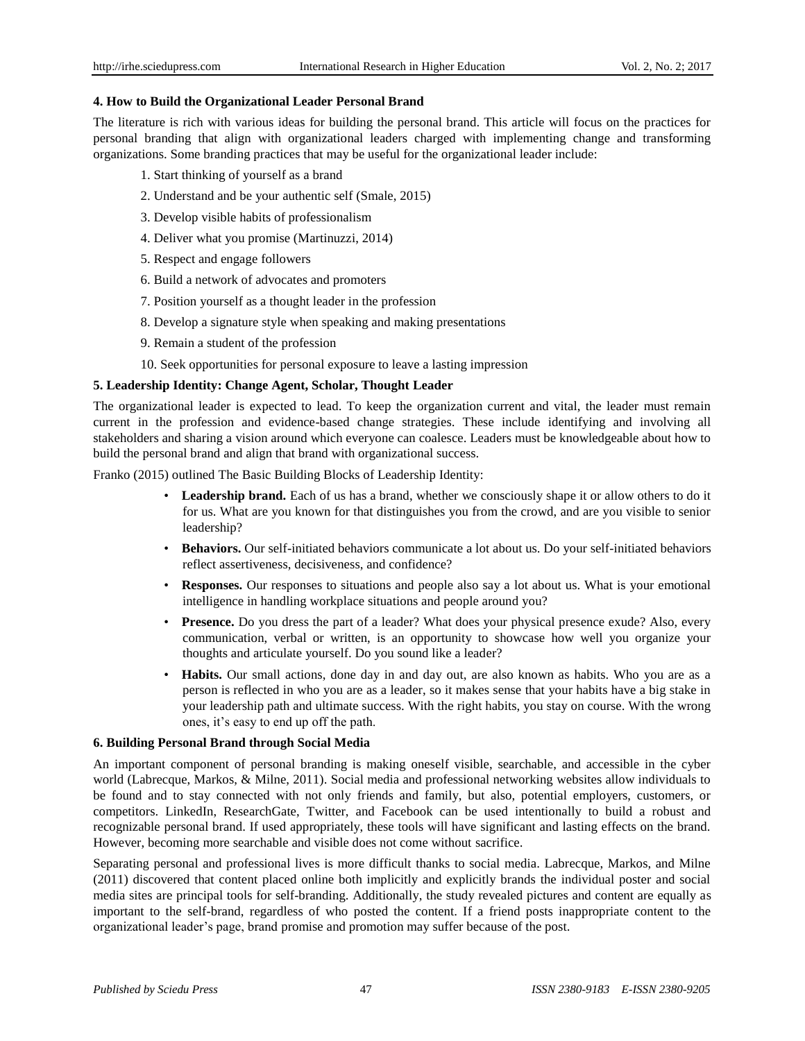## 4. How to Build the Organizational Leader Personal Brand

The literature is rich with various ideas for building the personal brand. This article will focus on the practices for personal branding that align with organizational leaders charged with implementing change and transforming organizations. Some branding practices that may be useful for the organizational leader include:

1. Start thinking of yourself as a brand
2. Understand and be your authentic self (Smale, 2015)
3. Develop visible habits of professionalism
4. Deliver what you promise (Martinuzzi, 2014)
5. Respect and engage followers
6. Build a network of advocates and promoters
7. Position yourself as a thought leader in the profession
8. Develop a signature style when speaking and making presentations
9. Remain a student of the profession
10. Seek opportunities for personal exposure to leave a lasting impression

## 5. Leadership Identity: Change Agent, Scholar, Thought Leader

The organizational leader is expected to lead. To keep the organization current and vital, the leader must remain current in the profession and evidence-based change strategies. These include identifying and involving all stakeholders and sharing a vision around which everyone can coalesce. Leaders must be knowledgeable about how to build the personal brand and align that brand with organizational success.

Franko (2015) outlined The Basic Building Blocks of Leadership Identity:

- **Leadership brand.** Each of us has a brand, whether we consciously shape it or allow others to do it for us. What are you known for that distinguishes you from the crowd, and are you visible to senior leadership?
- **Behaviors.** Our self-initiated behaviors communicate a lot about us. Do your self-initiated behaviors reflect assertiveness, decisiveness, and confidence?
- **Responses.** Our responses to situations and people also say a lot about us. What is your emotional intelligence in handling workplace situations and people around you?
- **Presence.** Do you dress the part of a leader? What does your physical presence exude? Also, every communication, verbal or written, is an opportunity to showcase how well you organize your thoughts and articulate yourself. Do you sound like a leader?
- **Habits.** Our small actions, done day in and day out, are also known as habits. Who you are as a person is reflected in who you are as a leader, so it makes sense that your habits have a big stake in your leadership path and ultimate success. With the right habits, you stay on course. With the wrong ones, it's easy to end up off the path.

## 6. Building Personal Brand through Social Media

An important component of personal branding is making oneself visible, searchable, and accessible in the cyber world (Labrecque, Markos, & Milne, 2011). Social media and professional networking websites allow individuals to be found and to stay connected with not only friends and family, but also, potential employers, customers, or competitors. LinkedIn, ResearchGate, Twitter, and Facebook can be used intentionally to build a robust and recognizable personal brand. If used appropriately, these tools will have significant and lasting effects on the brand. However, becoming more searchable and visible does not come without sacrifice.

Separating personal and professional lives is more difficult thanks to social media. Labrecque, Markos, and Milne (2011) discovered that content placed online both implicitly and explicitly brands the individual poster and social media sites are principal tools for self-branding. Additionally, the study revealed pictures and content are equally as important to the self-brand, regardless of who posted the content. If a friend posts inappropriate content to the organizational leader's page, brand promise and promotion may suffer because of the post.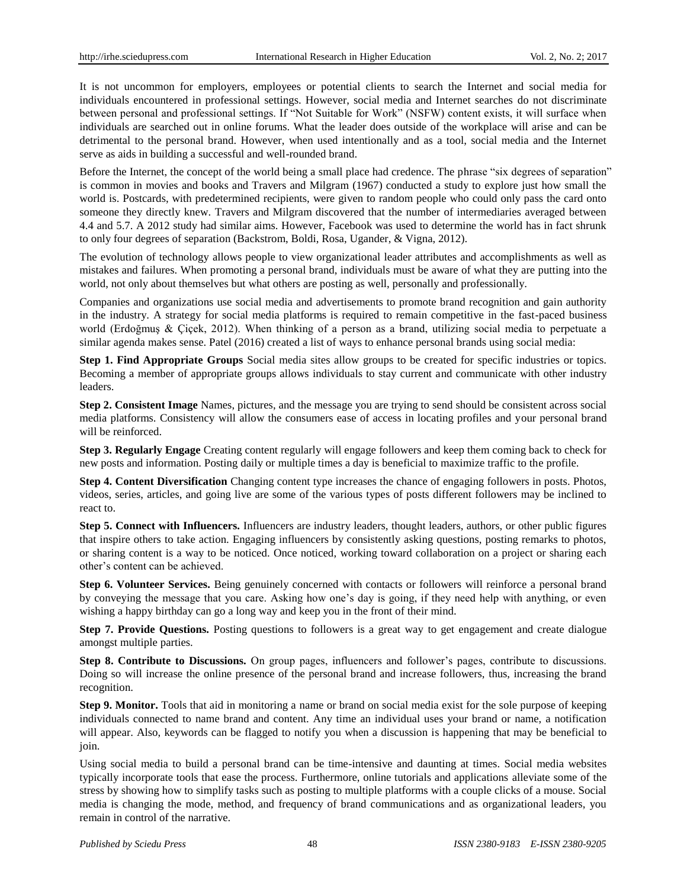It is not uncommon for employers, employees or potential clients to search the Internet and social media for individuals encountered in professional settings. However, social media and Internet searches do not discriminate between personal and professional settings. If "Not Suitable for Work" (NSFW) content exists, it will surface when individuals are searched out in online forums. What the leader does outside of the workplace will arise and can be detrimental to the personal brand. However, when used intentionally and as a tool, social media and the Internet serve as aids in building a successful and well-rounded brand.

Before the Internet, the concept of the world being a small place had credence. The phrase "six degrees of separation" is common in movies and books and Travers and Milgram (1967) conducted a study to explore just how small the world is. Postcards, with predetermined recipients, were given to random people who could only pass the card onto someone they directly knew. Travers and Milgram discovered that the number of intermediaries averaged between 4.4 and 5.7. A 2012 study had similar aims. However, Facebook was used to determine the world has in fact shrunk to only four degrees of separation (Backstrom, Boldi, Rosa, Ugander, & Vigna, 2012).

The evolution of technology allows people to view organizational leader attributes and accomplishments as well as mistakes and failures. When promoting a personal brand, individuals must be aware of what they are putting into the world, not only about themselves but what others are posting as well, personally and professionally.

Companies and organizations use social media and advertisements to promote brand recognition and gain authority in the industry. A strategy for social media platforms is required to remain competitive in the fast-paced business world (Erdoğmuş & Çiçek, 2012). When thinking of a person as a brand, utilizing social media to perpetuate a similar agenda makes sense. Patel (2016) created a list of ways to enhance personal brands using social media:

**Step 1. Find Appropriate Groups** Social media sites allow groups to be created for specific industries or topics. Becoming a member of appropriate groups allows individuals to stay current and communicate with other industry leaders.

**Step 2. Consistent Image** Names, pictures, and the message you are trying to send should be consistent across social media platforms. Consistency will allow the consumers ease of access in locating profiles and your personal brand will be reinforced.

**Step 3. Regularly Engage** Creating content regularly will engage followers and keep them coming back to check for new posts and information. Posting daily or multiple times a day is beneficial to maximize traffic to the profile.

**Step 4. Content Diversification** Changing content type increases the chance of engaging followers in posts. Photos, videos, series, articles, and going live are some of the various types of posts different followers may be inclined to react to.

**Step 5. Connect with Influencers.** Influencers are industry leaders, thought leaders, authors, or other public figures that inspire others to take action. Engaging influencers by consistently asking questions, posting remarks to photos, or sharing content is a way to be noticed. Once noticed, working toward collaboration on a project or sharing each other's content can be achieved.

**Step 6. Volunteer Services.** Being genuinely concerned with contacts or followers will reinforce a personal brand by conveying the message that you care. Asking how one's day is going, if they need help with anything, or even wishing a happy birthday can go a long way and keep you in the front of their mind.

**Step 7. Provide Questions.** Posting questions to followers is a great way to get engagement and create dialogue amongst multiple parties.

**Step 8. Contribute to Discussions.** On group pages, influencers and follower's pages, contribute to discussions. Doing so will increase the online presence of the personal brand and increase followers, thus, increasing the brand recognition.

**Step 9. Monitor.** Tools that aid in monitoring a name or brand on social media exist for the sole purpose of keeping individuals connected to name brand and content. Any time an individual uses your brand or name, a notification will appear. Also, keywords can be flagged to notify you when a discussion is happening that may be beneficial to join.

Using social media to build a personal brand can be time-intensive and daunting at times. Social media websites typically incorporate tools that ease the process. Furthermore, online tutorials and applications alleviate some of the stress by showing how to simplify tasks such as posting to multiple platforms with a couple clicks of a mouse. Social media is changing the mode, method, and frequency of brand communications and as organizational leaders, you remain in control of the narrative.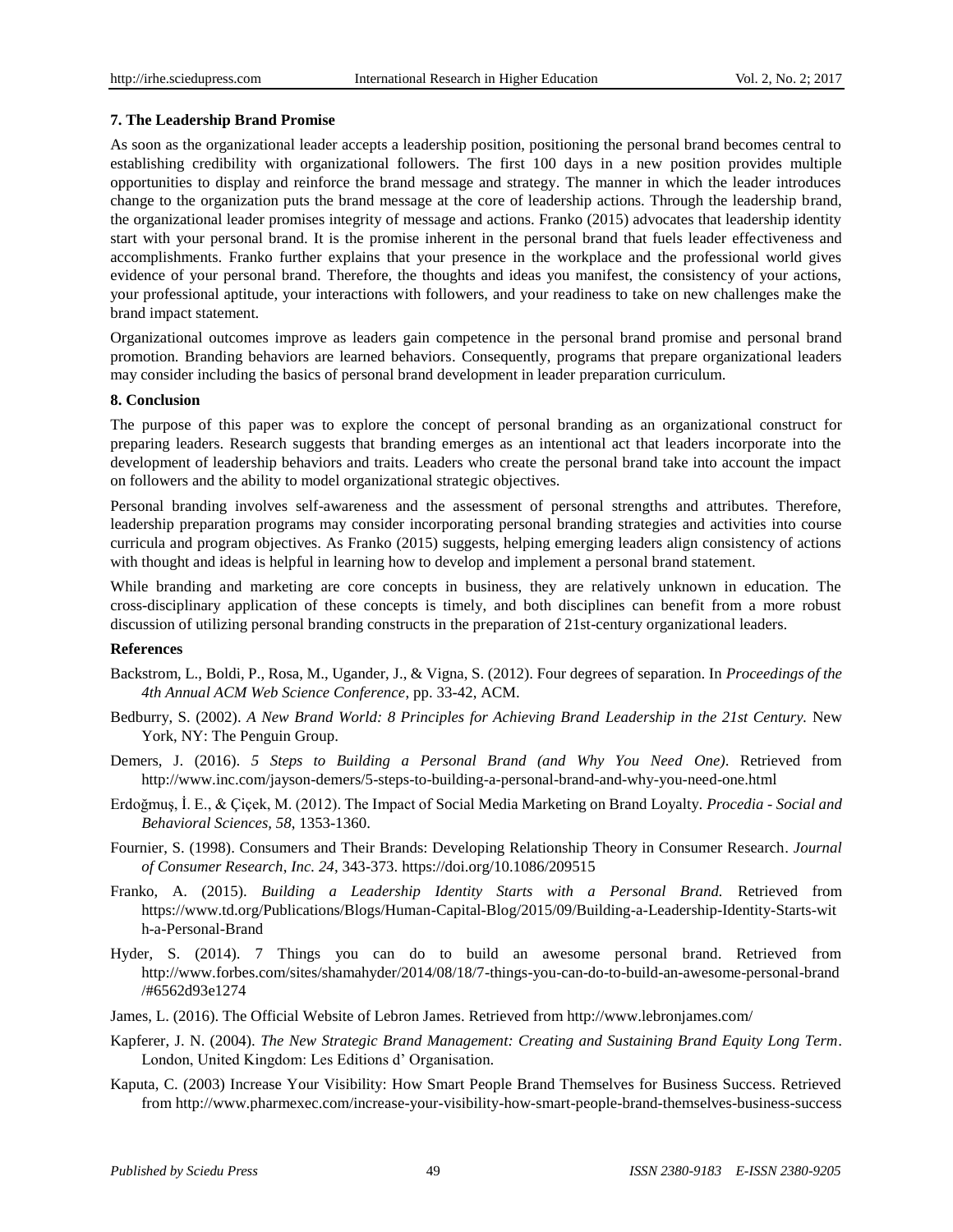## 7. The Leadership Brand Promise

As soon as the organizational leader accepts a leadership position, positioning the personal brand becomes central to establishing credibility with organizational followers. The first 100 days in a new position provides multiple opportunities to display and reinforce the brand message and strategy. The manner in which the leader introduces change to the organization puts the brand message at the core of leadership actions. Through the leadership brand, the organizational leader promises integrity of message and actions. Franko (2015) advocates that leadership identity start with your personal brand. It is the promise inherent in the personal brand that fuels leader effectiveness and accomplishments. Franko further explains that your presence in the workplace and the professional world gives evidence of your personal brand. Therefore, the thoughts and ideas you manifest, the consistency of your actions, your professional aptitude, your interactions with followers, and your readiness to take on new challenges make the brand impact statement.

Organizational outcomes improve as leaders gain competence in the personal brand promise and personal brand promotion. Branding behaviors are learned behaviors. Consequently, programs that prepare organizational leaders may consider including the basics of personal brand development in leader preparation curriculum.

## 8. Conclusion

The purpose of this paper was to explore the concept of personal branding as an organizational construct for preparing leaders. Research suggests that branding emerges as an intentional act that leaders incorporate into the development of leadership behaviors and traits. Leaders who create the personal brand take into account the impact on followers and the ability to model organizational strategic objectives.

Personal branding involves self-awareness and the assessment of personal strengths and attributes. Therefore, leadership preparation programs may consider incorporating personal branding strategies and activities into course curricula and program objectives. As Franko (2015) suggests, helping emerging leaders align consistency of actions with thought and ideas is helpful in learning how to develop and implement a personal brand statement.

While branding and marketing are core concepts in business, they are relatively unknown in education. The cross-disciplinary application of these concepts is timely, and both disciplines can benefit from a more robust discussion of utilizing personal branding constructs in the preparation of 21st-century organizational leaders.

## References

Backstrom, L., Boldi, P., Rosa, M., Ugander, J., & Vigna, S. (2012). Four degrees of separation. In *Proceedings of the 4th Annual ACM Web Science Conference*, pp. 33-42, ACM.

Bedburry, S. (2002). *A New Brand World: 8 Principles for Achieving Brand Leadership in the 21st Century.* New York, NY: The Penguin Group.

Demers, J. (2016). *5 Steps to Building a Personal Brand (and Why You Need One)*. Retrieved from http://www.inc.com/jayson-demers/5-steps-to-building-a-personal-brand-and-why-you-need-one.html

Erdoğmuş, İ. E., & Çiçek, M. (2012). The Impact of Social Media Marketing on Brand Loyalty. *Procedia - Social and Behavioral Sciences, 58*, 1353-1360.

Fournier, S. (1998). Consumers and Their Brands: Developing Relationship Theory in Consumer Research. *Journal of Consumer Research, Inc. 24*, 343-373. https://doi.org/10.1086/209515

Franko, A. (2015). *Building a Leadership Identity Starts with a Personal Brand.* Retrieved from https://www.td.org/Publications/Blogs/Human-Capital-Blog/2015/09/Building-a-Leadership-Identity-Starts-with-a-Personal-Brand

Hyder, S. (2014). 7 Things you can do to build an awesome personal brand. Retrieved from http://www.forbes.com/sites/shamahyder/2014/08/18/7-things-you-can-do-to-build-an-awesome-personal-brand/#6562d93e1274

James, L. (2016). The Official Website of Lebron James. Retrieved from http://www.lebronjames.com/

Kapferer, J. N. (2004). *The New Strategic Brand Management: Creating and Sustaining Brand Equity Long Term*. London, United Kingdom: Les Editions d' Organisation.

Kaputa, C. (2003) Increase Your Visibility: How Smart People Brand Themselves for Business Success. Retrieved from http://www.pharmexec.com/increase-your-visibility-how-smart-people-brand-themselves-business-success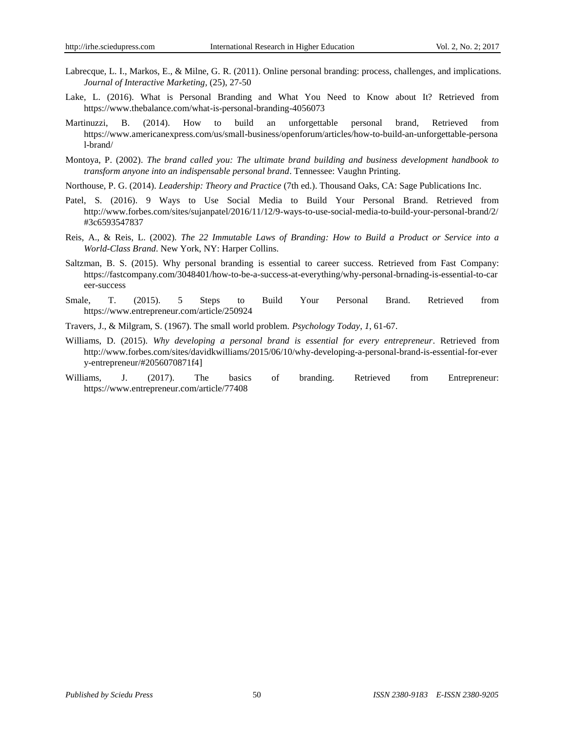Labrecque, L. I., Markos, E., & Milne, G. R. (2011). Online personal branding: process, challenges, and implications. *Journal of Interactive Marketing*, (25), 27-50

Lake, L. (2016). What is Personal Branding and What You Need to Know about It? Retrieved from https://www.thebalance.com/what-is-personal-branding-4056073

Martinuzzi, B. (2014). How to build an unforgettable personal brand, Retrieved from https://www.americanexpress.com/us/small-business/openforum/articles/how-to-build-an-unforgettable-personal-brand/

Montoya, P. (2002). *The brand called you: The ultimate brand building and business development handbook to transform anyone into an indispensable personal brand*. Tennessee: Vaughn Printing.

Northouse, P. G. (2014). *Leadership: Theory and Practice* (7th ed.). Thousand Oaks, CA: Sage Publications Inc.

Patel, S. (2016). 9 Ways to Use Social Media to Build Your Personal Brand. Retrieved from http://www.forbes.com/sites/sujanpatel/2016/11/12/9-ways-to-use-social-media-to-build-your-personal-brand/2/#3c6593547837

Reis, A., & Reis, L. (2002). *The 22 Immutable Laws of Branding: How to Build a Product or Service into a World-Class Brand*. New York, NY: Harper Collins.

Saltzman, B. S. (2015). Why personal branding is essential to career success. Retrieved from Fast Company: https://fastcompany.com/3048401/how-to-be-a-success-at-everything/why-personal-brnading-is-essential-to-career-success

Smale, T. (2015). 5 Steps to Build Your Personal Brand. Retrieved from https://www.entrepreneur.com/article/250924

Travers, J., & Milgram, S. (1967). The small world problem. *Psychology Today*, *1*, 61-67.

Williams, D. (2015). *Why developing a personal brand is essential for every entrepreneur*. Retrieved from http://www.forbes.com/sites/davidkwilliams/2015/06/10/why-developing-a-personal-brand-is-essential-for-every-entrepreneur/#2056070871f4]

Williams, J. (2017). The basics of branding. Retrieved from Entrepreneur: https://www.entrepreneur.com/article/77408